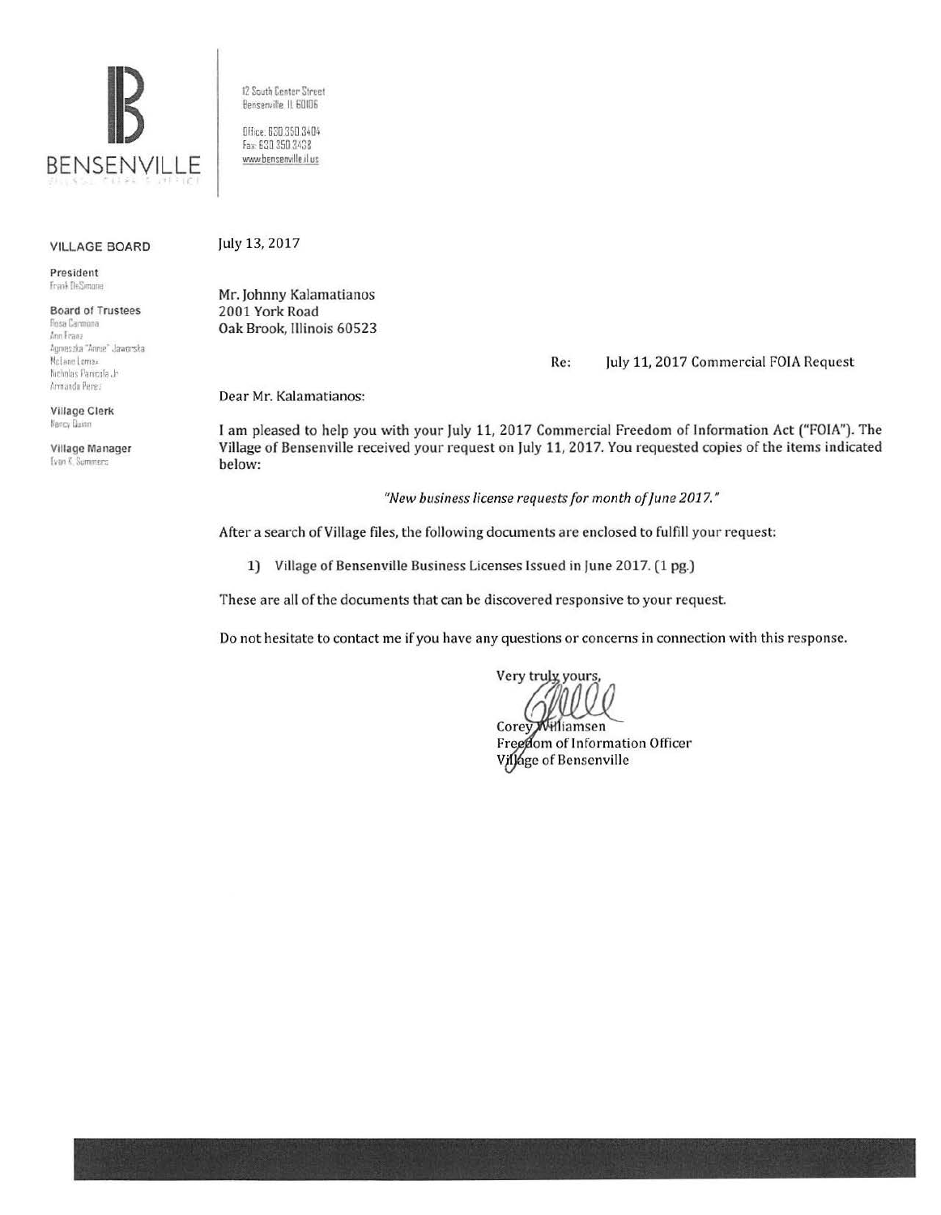**BENSENVILLE**

12 South Center Street
Bensenville IL 60106

Office: 630.350.3404
Fax: 630.350.3438
www.bensenville.il.us

**VILLAGE BOARD**

**President**
Frank DeSimone

**Board of Trustees**
Rosa Carmona
Ann Franz
Agnieszka "Annie" Jaworska
McLane Lomax
Nicholas Panicola Jr.
Armando Perez

**Village Clerk**
Nancy Quinn

**Village Manager**
Evan K. Summers

July 13, 2017

Mr. Johnny Kalamatianos
2001 York Road
Oak Brook, Illinois 60523

Re: July 11, 2017 Commercial FOIA Request

Dear Mr. Kalamatianos:

I am pleased to help you with your July 11, 2017 Commercial Freedom of Information Act ("FOIA"). The Village of Bensenville received your request on July 11, 2017. You requested copies of the items indicated below:

*"New business license requests for month of June 2017."*

After a search of Village files, the following documents are enclosed to fulfill your request:

1) Village of Bensenville Business Licenses Issued in June 2017. (1 pg.)

These are all of the documents that can be discovered responsive to your request.

Do not hesitate to contact me if you have any questions or concerns in connection with this response.

Very truly yours,

Corey Williamsen
Freedom of Information Officer
Village of Bensenville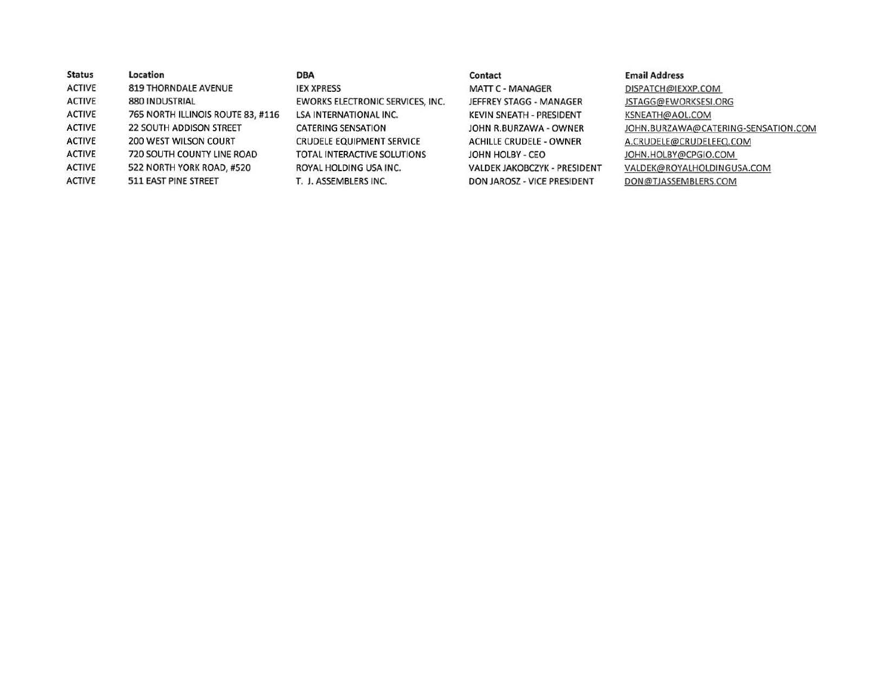| Status | Location | DBA | Contact | Email Address |
|---|---|---|---|---|
| ACTIVE | 819 THORNDALE AVENUE | IEX XPRESS | MATT C - MANAGER | DISPATCH@IEXXP.COM |
| ACTIVE | 880 INDUSTRIAL | EWORKS ELECTRONIC SERVICES, INC. | JEFFREY STAGG - MANAGER | JSTAGG@EWORKSESI.ORG |
| ACTIVE | 765 NORTH ILLINOIS ROUTE 83, #116 | LSA INTERNATIONAL INC. | KEVIN SNEATH - PRESIDENT | KSNEATH@AOL.COM |
| ACTIVE | 22 SOUTH ADDISON STREET | CATERING SENSATION | JOHN R.BURZAWA - OWNER | JOHN.BURZAWA@CATERING-SENSATION.COM |
| ACTIVE | 200 WEST WILSON COURT | CRUDELE EQUIPMENT SERVICE | ACHILLE CRUDELE - OWNER | A.CRUDELE@CRUDELEEQ.COM |
| ACTIVE | 720 SOUTH COUNTY LINE ROAD | TOTAL INTERACTIVE SOLUTIONS | JOHN HOLBY - CEO | JOHN.HOLBY@CPGIO.COM |
| ACTIVE | 522 NORTH YORK ROAD, #520 | ROYAL HOLDING USA INC. | VALDEK JAKOBCZYK - PRESIDENT | VALDEK@ROYALHOLDINGUSA.COM |
| ACTIVE | 511 EAST PINE STREET | T. J. ASSEMBLERS INC. | DON JAROSZ - VICE PRESIDENT | DON@TJASSEMBLERS.COM |